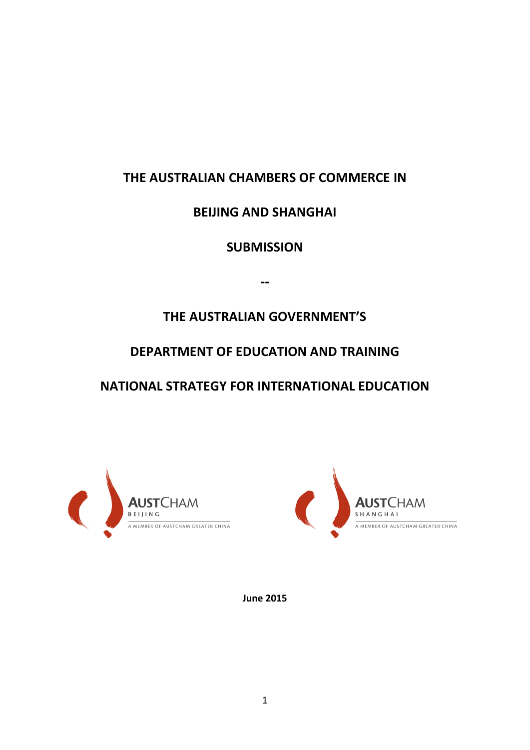# THE AUSTRALIAN CHAMBERS OF COMMERCE IN

# BEIJING AND SHANGHAI

# SUBMISSION

--

# THE AUSTRALIAN GOVERNMENT'S

# DEPARTMENT OF EDUCATION AND TRAINING

# NATIONAL STRATEGY FOR INTERNATIONAL EDUCATION

AUSTCHAM BEIJING
A MEMBER OF AUSTCHAM GREATER CHINA

AUSTCHAM SHANGHAI
A MEMBER OF AUSTCHAM GREATER CHINA

**June 2015**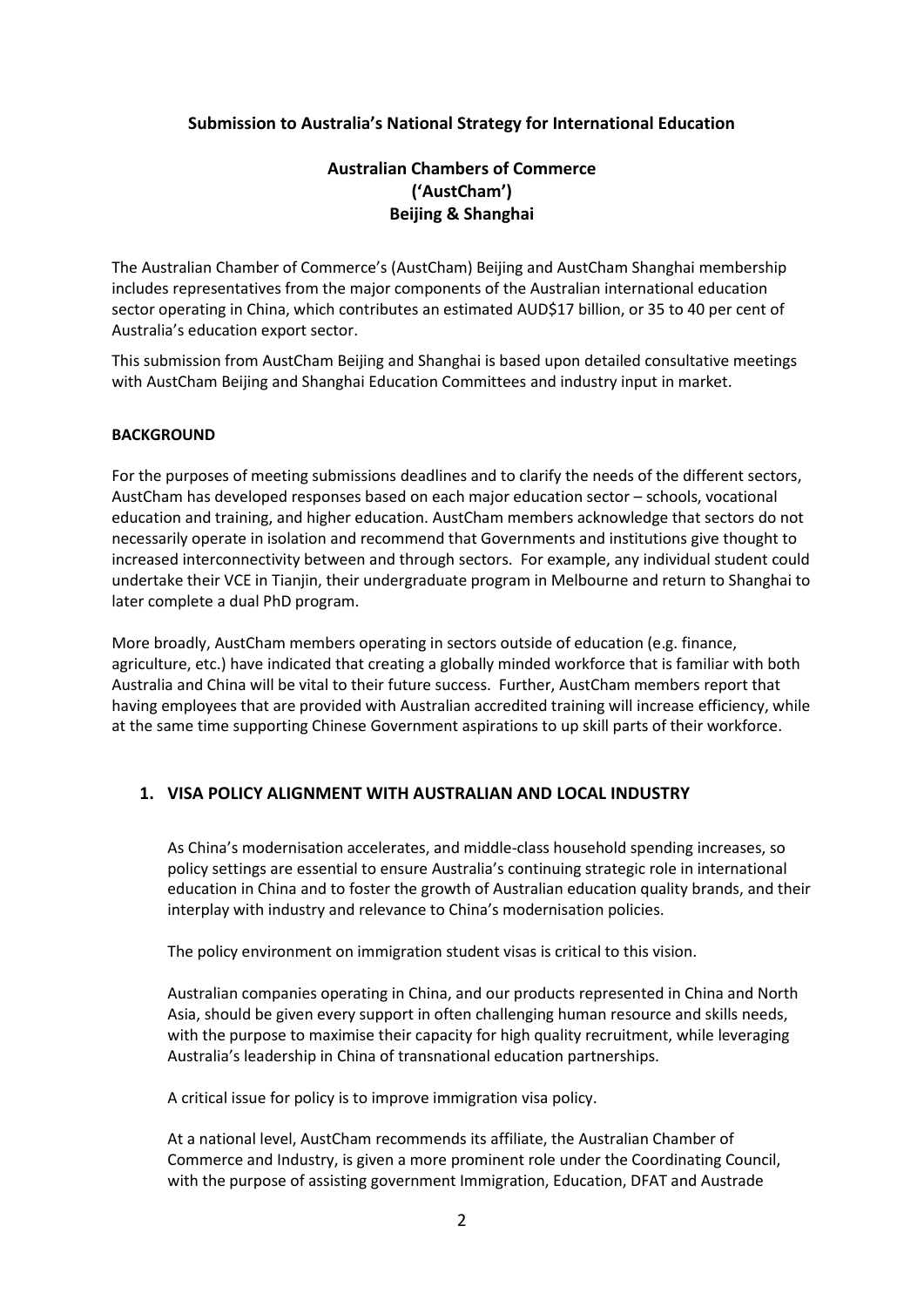**Submission to Australia's National Strategy for International Education**

**Australian Chambers of Commerce ('AustCham') Beijing & Shanghai**

The Australian Chamber of Commerce's (AustCham) Beijing and AustCham Shanghai membership includes representatives from the major components of the Australian international education sector operating in China, which contributes an estimated AUD$17 billion, or 35 to 40 per cent of Australia's education export sector.

This submission from AustCham Beijing and Shanghai is based upon detailed consultative meetings with AustCham Beijing and Shanghai Education Committees and industry input in market.

**BACKGROUND**

For the purposes of meeting submissions deadlines and to clarify the needs of the different sectors, AustCham has developed responses based on each major education sector – schools, vocational education and training, and higher education. AustCham members acknowledge that sectors do not necessarily operate in isolation and recommend that Governments and institutions give thought to increased interconnectivity between and through sectors. For example, any individual student could undertake their VCE in Tianjin, their undergraduate program in Melbourne and return to Shanghai to later complete a dual PhD program.

More broadly, AustCham members operating in sectors outside of education (e.g. finance, agriculture, etc.) have indicated that creating a globally minded workforce that is familiar with both Australia and China will be vital to their future success. Further, AustCham members report that having employees that are provided with Australian accredited training will increase efficiency, while at the same time supporting Chinese Government aspirations to up skill parts of their workforce.

## 1. VISA POLICY ALIGNMENT WITH AUSTRALIAN AND LOCAL INDUSTRY

As China's modernisation accelerates, and middle-class household spending increases, so policy settings are essential to ensure Australia's continuing strategic role in international education in China and to foster the growth of Australian education quality brands, and their interplay with industry and relevance to China's modernisation policies.

The policy environment on immigration student visas is critical to this vision.

Australian companies operating in China, and our products represented in China and North Asia, should be given every support in often challenging human resource and skills needs, with the purpose to maximise their capacity for high quality recruitment, while leveraging Australia's leadership in China of transnational education partnerships.

A critical issue for policy is to improve immigration visa policy.

At a national level, AustCham recommends its affiliate, the Australian Chamber of Commerce and Industry, is given a more prominent role under the Coordinating Council, with the purpose of assisting government Immigration, Education, DFAT and Austrade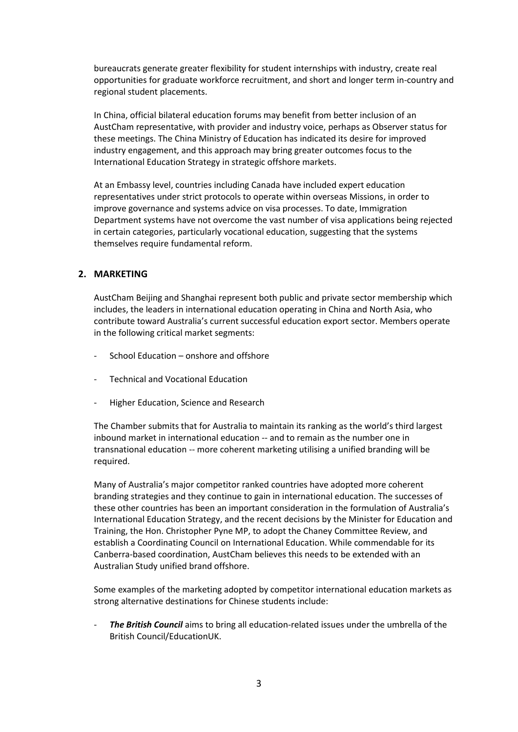bureaucrats generate greater flexibility for student internships with industry, create real opportunities for graduate workforce recruitment, and short and longer term in-country and regional student placements.

In China, official bilateral education forums may benefit from better inclusion of an AustCham representative, with provider and industry voice, perhaps as Observer status for these meetings. The China Ministry of Education has indicated its desire for improved industry engagement, and this approach may bring greater outcomes focus to the International Education Strategy in strategic offshore markets.

At an Embassy level, countries including Canada have included expert education representatives under strict protocols to operate within overseas Missions, in order to improve governance and systems advice on visa processes. To date, Immigration Department systems have not overcome the vast number of visa applications being rejected in certain categories, particularly vocational education, suggesting that the systems themselves require fundamental reform.

## 2. MARKETING

AustCham Beijing and Shanghai represent both public and private sector membership which includes, the leaders in international education operating in China and North Asia, who contribute toward Australia's current successful education export sector. Members operate in the following critical market segments:

- School Education – onshore and offshore
- Technical and Vocational Education
- Higher Education, Science and Research

The Chamber submits that for Australia to maintain its ranking as the world's third largest inbound market in international education -- and to remain as the number one in transnational education -- more coherent marketing utilising a unified branding will be required.

Many of Australia's major competitor ranked countries have adopted more coherent branding strategies and they continue to gain in international education. The successes of these other countries has been an important consideration in the formulation of Australia's International Education Strategy, and the recent decisions by the Minister for Education and Training, the Hon. Christopher Pyne MP, to adopt the Chaney Committee Review, and establish a Coordinating Council on International Education. While commendable for its Canberra-based coordination, AustCham believes this needs to be extended with an Australian Study unified brand offshore.

Some examples of the marketing adopted by competitor international education markets as strong alternative destinations for Chinese students include:

- ***The British Council*** aims to bring all education-related issues under the umbrella of the British Council/EducationUK.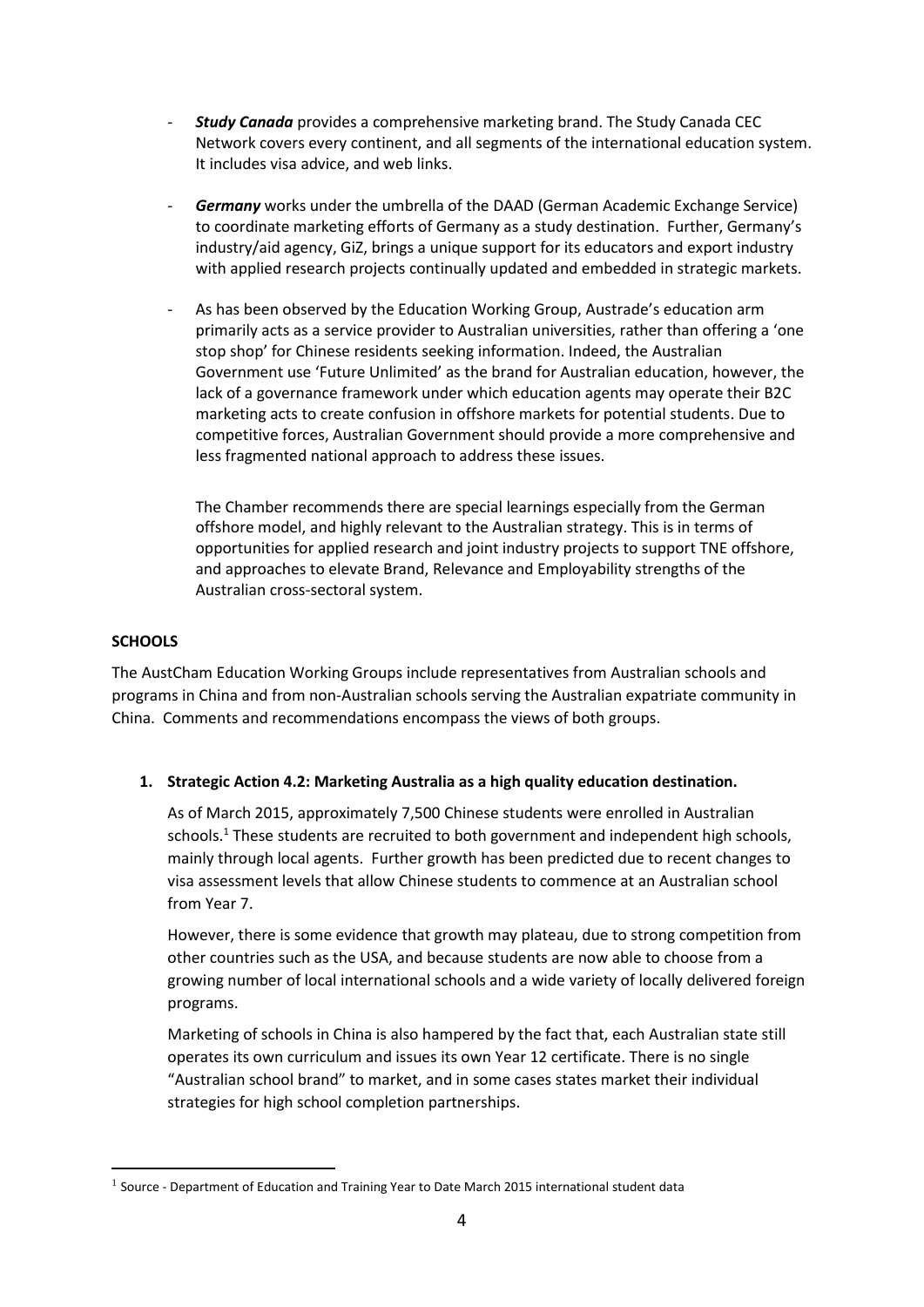- ***Study Canada*** provides a comprehensive marketing brand. The Study Canada CEC Network covers every continent, and all segments of the international education system. It includes visa advice, and web links.

- ***Germany*** works under the umbrella of the DAAD (German Academic Exchange Service) to coordinate marketing efforts of Germany as a study destination. Further, Germany's industry/aid agency, GiZ, brings a unique support for its educators and export industry with applied research projects continually updated and embedded in strategic markets.

- As has been observed by the Education Working Group, Austrade's education arm primarily acts as a service provider to Australian universities, rather than offering a 'one stop shop' for Chinese residents seeking information. Indeed, the Australian Government use 'Future Unlimited' as the brand for Australian education, however, the lack of a governance framework under which education agents may operate their B2C marketing acts to create confusion in offshore markets for potential students. Due to competitive forces, Australian Government should provide a more comprehensive and less fragmented national approach to address these issues.

  The Chamber recommends there are special learnings especially from the German offshore model, and highly relevant to the Australian strategy. This is in terms of opportunities for applied research and joint industry projects to support TNE offshore, and approaches to elevate Brand, Relevance and Employability strengths of the Australian cross-sectoral system.

**SCHOOLS**

The AustCham Education Working Groups include representatives from Australian schools and programs in China and from non-Australian schools serving the Australian expatriate community in China. Comments and recommendations encompass the views of both groups.

1. **Strategic Action 4.2: Marketing Australia as a high quality education destination.**

   As of March 2015, approximately 7,500 Chinese students were enrolled in Australian schools.[1] These students are recruited to both government and independent high schools, mainly through local agents. Further growth has been predicted due to recent changes to visa assessment levels that allow Chinese students to commence at an Australian school from Year 7.

   However, there is some evidence that growth may plateau, due to strong competition from other countries such as the USA, and because students are now able to choose from a growing number of local international schools and a wide variety of locally delivered foreign programs.

   Marketing of schools in China is also hampered by the fact that, each Australian state still operates its own curriculum and issues its own Year 12 certificate. There is no single "Australian school brand" to market, and in some cases states market their individual strategies for high school completion partnerships.

[1] Source - Department of Education and Training Year to Date March 2015 international student data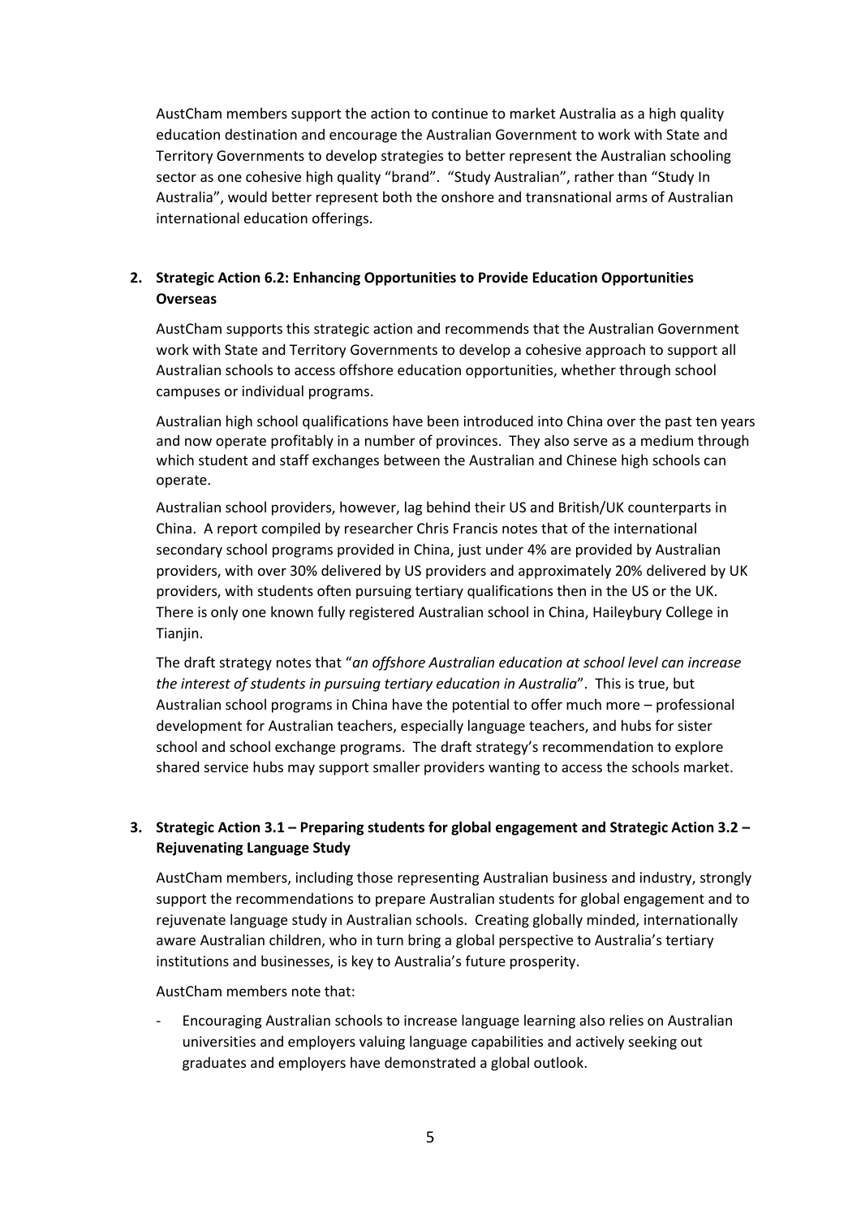AustCham members support the action to continue to market Australia as a high quality education destination and encourage the Australian Government to work with State and Territory Governments to develop strategies to better represent the Australian schooling sector as one cohesive high quality "brand". "Study Australian", rather than "Study In Australia", would better represent both the onshore and transnational arms of Australian international education offerings.

2. **Strategic Action 6.2: Enhancing Opportunities to Provide Education Opportunities Overseas**

   AustCham supports this strategic action and recommends that the Australian Government work with State and Territory Governments to develop a cohesive approach to support all Australian schools to access offshore education opportunities, whether through school campuses or individual programs.

   Australian high school qualifications have been introduced into China over the past ten years and now operate profitably in a number of provinces. They also serve as a medium through which student and staff exchanges between the Australian and Chinese high schools can operate.

   Australian school providers, however, lag behind their US and British/UK counterparts in China. A report compiled by researcher Chris Francis notes that of the international secondary school programs provided in China, just under 4% are provided by Australian providers, with over 30% delivered by US providers and approximately 20% delivered by UK providers, with students often pursuing tertiary qualifications then in the US or the UK. There is only one known fully registered Australian school in China, Haileybury College in Tianjin.

   The draft strategy notes that "*an offshore Australian education at school level can increase the interest of students in pursuing tertiary education in Australia*". This is true, but Australian school programs in China have the potential to offer much more – professional development for Australian teachers, especially language teachers, and hubs for sister school and school exchange programs. The draft strategy's recommendation to explore shared service hubs may support smaller providers wanting to access the schools market.

3. **Strategic Action 3.1 – Preparing students for global engagement and Strategic Action 3.2 – Rejuvenating Language Study**

   AustCham members, including those representing Australian business and industry, strongly support the recommendations to prepare Australian students for global engagement and to rejuvenate language study in Australian schools. Creating globally minded, internationally aware Australian children, who in turn bring a global perspective to Australia's tertiary institutions and businesses, is key to Australia's future prosperity.

   AustCham members note that:

   - Encouraging Australian schools to increase language learning also relies on Australian universities and employers valuing language capabilities and actively seeking out graduates and employers have demonstrated a global outlook.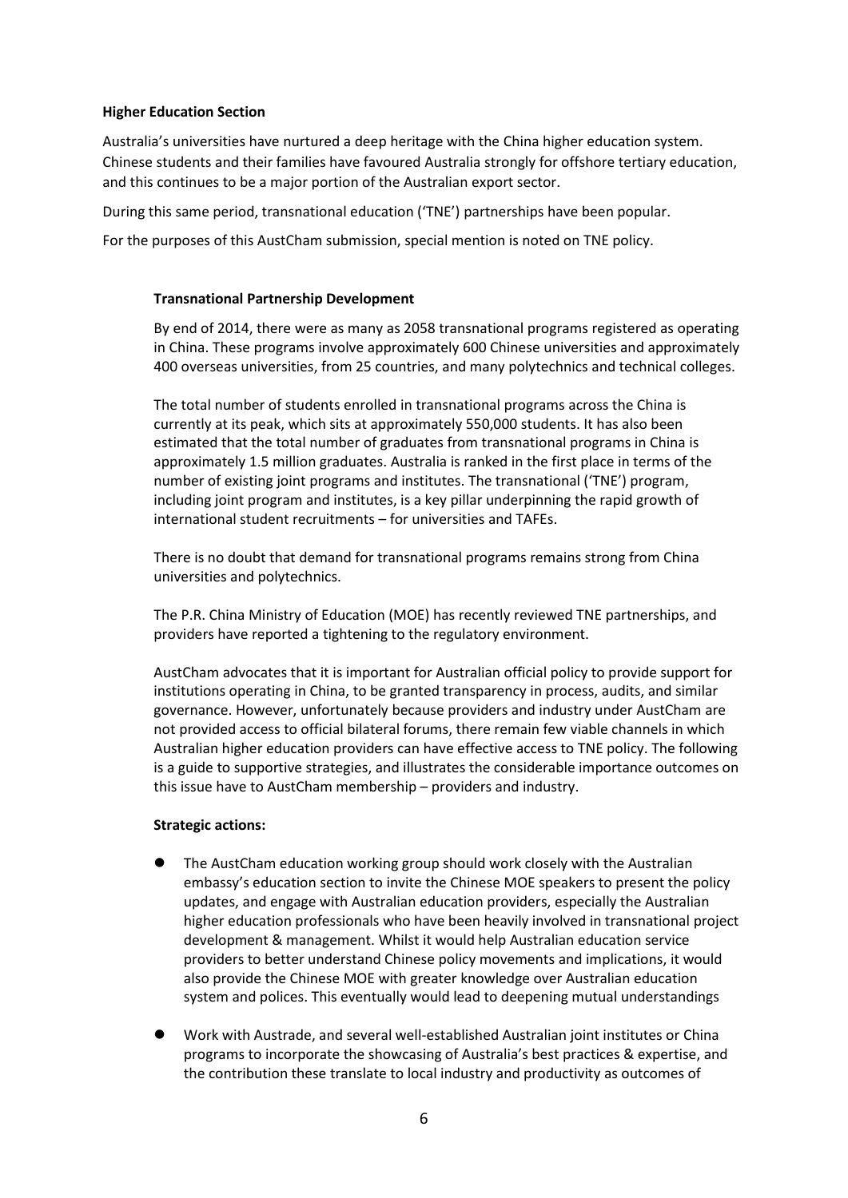**Higher Education Section**

Australia's universities have nurtured a deep heritage with the China higher education system. Chinese students and their families have favoured Australia strongly for offshore tertiary education, and this continues to be a major portion of the Australian export sector.

During this same period, transnational education ('TNE') partnerships have been popular.

For the purposes of this AustCham submission, special mention is noted on TNE policy.

**Transnational Partnership Development**

By end of 2014, there were as many as 2058 transnational programs registered as operating in China. These programs involve approximately 600 Chinese universities and approximately 400 overseas universities, from 25 countries, and many polytechnics and technical colleges.

The total number of students enrolled in transnational programs across the China is currently at its peak, which sits at approximately 550,000 students. It has also been estimated that the total number of graduates from transnational programs in China is approximately 1.5 million graduates. Australia is ranked in the first place in terms of the number of existing joint programs and institutes. The transnational ('TNE') program, including joint program and institutes, is a key pillar underpinning the rapid growth of international student recruitments – for universities and TAFEs.

There is no doubt that demand for transnational programs remains strong from China universities and polytechnics.

The P.R. China Ministry of Education (MOE) has recently reviewed TNE partnerships, and providers have reported a tightening to the regulatory environment.

AustCham advocates that it is important for Australian official policy to provide support for institutions operating in China, to be granted transparency in process, audits, and similar governance. However, unfortunately because providers and industry under AustCham are not provided access to official bilateral forums, there remain few viable channels in which Australian higher education providers can have effective access to TNE policy. The following is a guide to supportive strategies, and illustrates the considerable importance outcomes on this issue have to AustCham membership – providers and industry.

**Strategic actions:**

- The AustCham education working group should work closely with the Australian embassy's education section to invite the Chinese MOE speakers to present the policy updates, and engage with Australian education providers, especially the Australian higher education professionals who have been heavily involved in transnational project development & management. Whilst it would help Australian education service providers to better understand Chinese policy movements and implications, it would also provide the Chinese MOE with greater knowledge over Australian education system and polices. This eventually would lead to deepening mutual understandings
- Work with Austrade, and several well-established Australian joint institutes or China programs to incorporate the showcasing of Australia's best practices & expertise, and the contribution these translate to local industry and productivity as outcomes of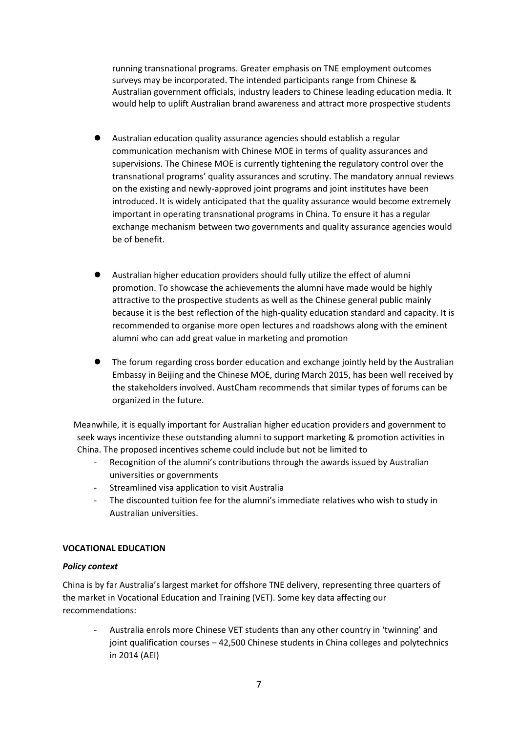running transnational programs. Greater emphasis on TNE employment outcomes surveys may be incorporated. The intended participants range from Chinese & Australian government officials, industry leaders to Chinese leading education media. It would help to uplift Australian brand awareness and attract more prospective students

- Australian education quality assurance agencies should establish a regular communication mechanism with Chinese MOE in terms of quality assurances and supervisions. The Chinese MOE is currently tightening the regulatory control over the transnational programs' quality assurances and scrutiny. The mandatory annual reviews on the existing and newly-approved joint programs and joint institutes have been introduced. It is widely anticipated that the quality assurance would become extremely important in operating transnational programs in China. To ensure it has a regular exchange mechanism between two governments and quality assurance agencies would be of benefit.

- Australian higher education providers should fully utilize the effect of alumni promotion. To showcase the achievements the alumni have made would be highly attractive to the prospective students as well as the Chinese general public mainly because it is the best reflection of the high-quality education standard and capacity. It is recommended to organise more open lectures and roadshows along with the eminent alumni who can add great value in marketing and promotion

- The forum regarding cross border education and exchange jointly held by the Australian Embassy in Beijing and the Chinese MOE, during March 2015, has been well received by the stakeholders involved. AustCham recommends that similar types of forums can be organized in the future.

Meanwhile, it is equally important for Australian higher education providers and government to seek ways incentivize these outstanding alumni to support marketing & promotion activities in China. The proposed incentives scheme could include but not be limited to

- Recognition of the alumni's contributions through the awards issued by Australian universities or governments
- Streamlined visa application to visit Australia
- The discounted tuition fee for the alumni's immediate relatives who wish to study in Australian universities.

**VOCATIONAL EDUCATION**

***Policy context***

China is by far Australia's largest market for offshore TNE delivery, representing three quarters of the market in Vocational Education and Training (VET). Some key data affecting our recommendations:

- Australia enrols more Chinese VET students than any other country in 'twinning' and joint qualification courses – 42,500 Chinese students in China colleges and polytechnics in 2014 (AEI)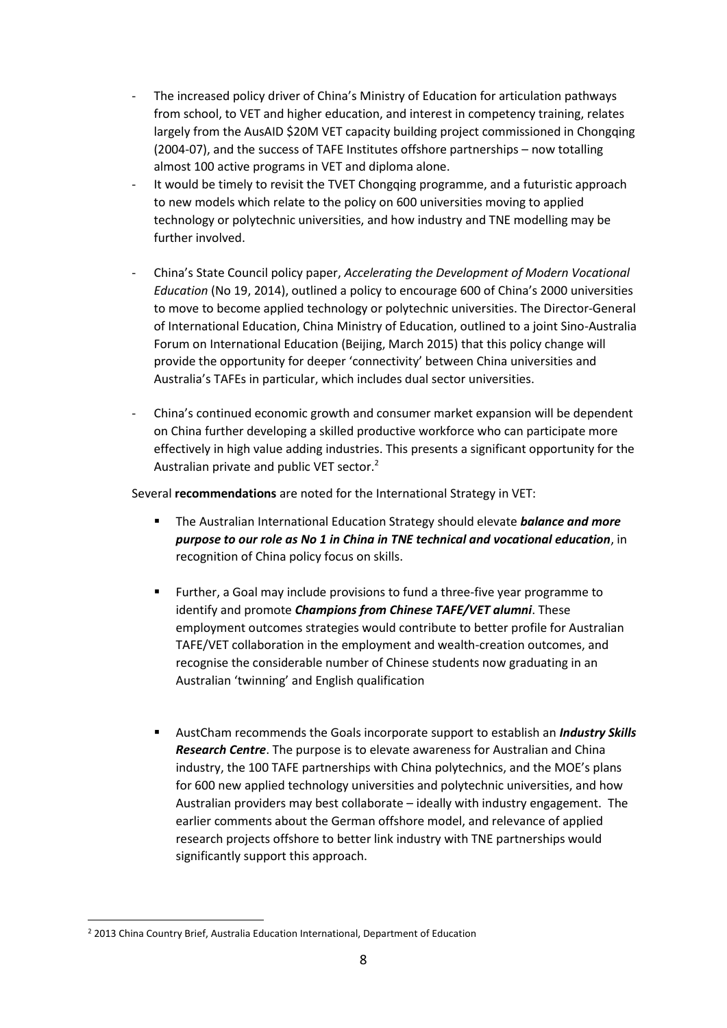- The increased policy driver of China's Ministry of Education for articulation pathways from school, to VET and higher education, and interest in competency training, relates largely from the AusAID $20M VET capacity building project commissioned in Chongqing (2004-07), and the success of TAFE Institutes offshore partnerships – now totalling almost 100 active programs in VET and diploma alone.
- It would be timely to revisit the TVET Chongqing programme, and a futuristic approach to new models which relate to the policy on 600 universities moving to applied technology or polytechnic universities, and how industry and TNE modelling may be further involved.

- China's State Council policy paper, *Accelerating the Development of Modern Vocational Education* (No 19, 2014), outlined a policy to encourage 600 of China's 2000 universities to move to become applied technology or polytechnic universities. The Director-General of International Education, China Ministry of Education, outlined to a joint Sino-Australia Forum on International Education (Beijing, March 2015) that this policy change will provide the opportunity for deeper 'connectivity' between China universities and Australia's TAFEs in particular, which includes dual sector universities.

- China's continued economic growth and consumer market expansion will be dependent on China further developing a skilled productive workforce who can participate more effectively in high value adding industries. This presents a significant opportunity for the Australian private and public VET sector.[2]

Several **recommendations** are noted for the International Strategy in VET:

- The Australian International Education Strategy should elevate ***balance and more purpose to our role as No 1 in China in TNE technical and vocational education***, in recognition of China policy focus on skills.

- Further, a Goal may include provisions to fund a three-five year programme to identify and promote ***Champions from Chinese TAFE/VET alumni***. These employment outcomes strategies would contribute to better profile for Australian TAFE/VET collaboration in the employment and wealth-creation outcomes, and recognise the considerable number of Chinese students now graduating in an Australian 'twinning' and English qualification

- AustCham recommends the Goals incorporate support to establish an ***Industry Skills Research Centre***. The purpose is to elevate awareness for Australian and China industry, the 100 TAFE partnerships with China polytechnics, and the MOE's plans for 600 new applied technology universities and polytechnic universities, and how Australian providers may best collaborate – ideally with industry engagement. The earlier comments about the German offshore model, and relevance of applied research projects offshore to better link industry with TNE partnerships would significantly support this approach.

---

[2] 2013 China Country Brief, Australia Education International, Department of Education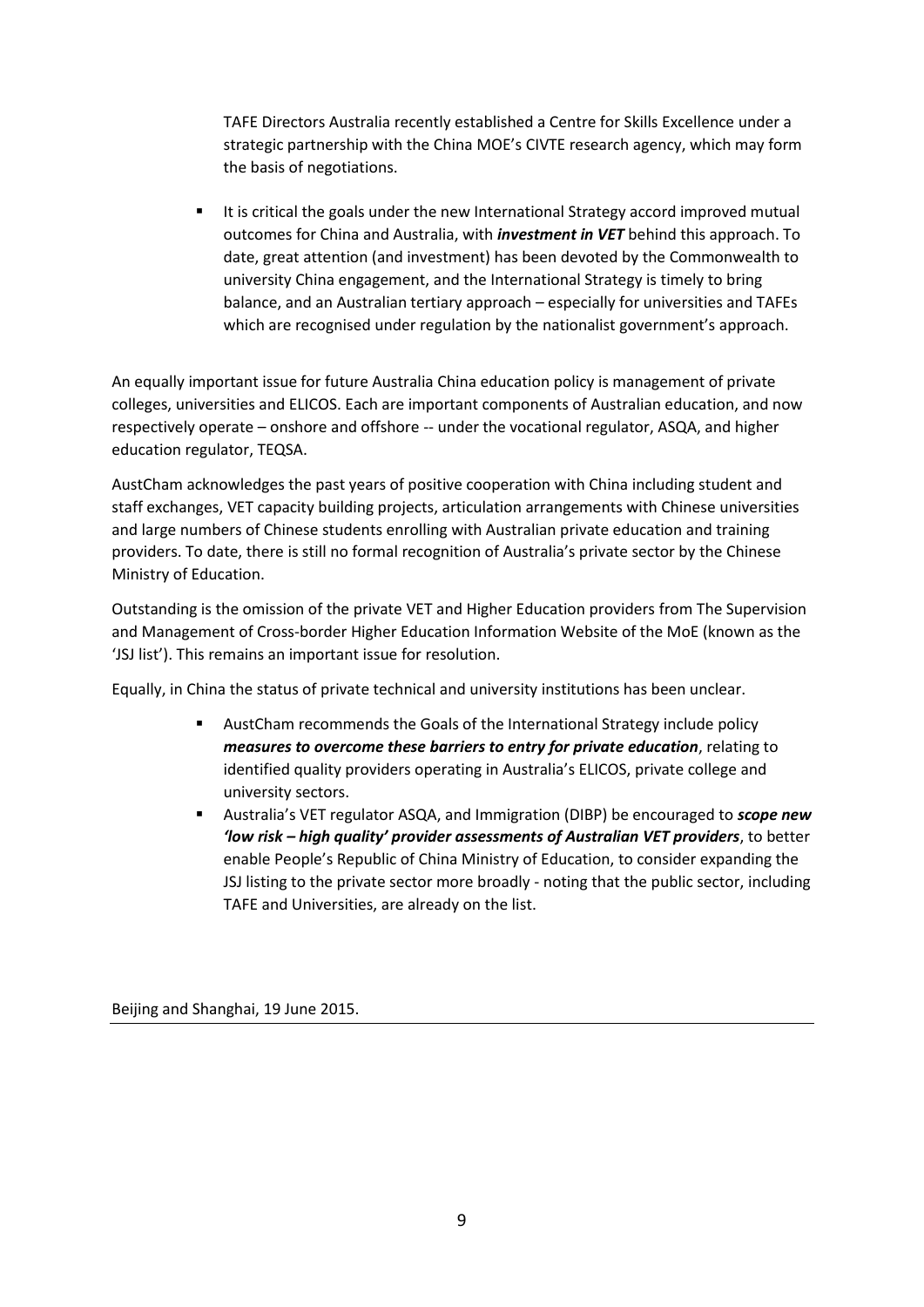TAFE Directors Australia recently established a Centre for Skills Excellence under a strategic partnership with the China MOE's CIVTE research agency, which may form the basis of negotiations.

- It is critical the goals under the new International Strategy accord improved mutual outcomes for China and Australia, with ***investment in VET*** behind this approach. To date, great attention (and investment) has been devoted by the Commonwealth to university China engagement, and the International Strategy is timely to bring balance, and an Australian tertiary approach – especially for universities and TAFEs which are recognised under regulation by the nationalist government's approach.

An equally important issue for future Australia China education policy is management of private colleges, universities and ELICOS. Each are important components of Australian education, and now respectively operate – onshore and offshore -- under the vocational regulator, ASQA, and higher education regulator, TEQSA.

AustCham acknowledges the past years of positive cooperation with China including student and staff exchanges, VET capacity building projects, articulation arrangements with Chinese universities and large numbers of Chinese students enrolling with Australian private education and training providers. To date, there is still no formal recognition of Australia's private sector by the Chinese Ministry of Education.

Outstanding is the omission of the private VET and Higher Education providers from The Supervision and Management of Cross-border Higher Education Information Website of the MoE (known as the 'JSJ list'). This remains an important issue for resolution.

Equally, in China the status of private technical and university institutions has been unclear.

- AustCham recommends the Goals of the International Strategy include policy ***measures to overcome these barriers to entry for private education***, relating to identified quality providers operating in Australia's ELICOS, private college and university sectors.
- Australia's VET regulator ASQA, and Immigration (DIBP) be encouraged to ***scope new 'low risk – high quality' provider assessments of Australian VET providers***, to better enable People's Republic of China Ministry of Education, to consider expanding the JSJ listing to the private sector more broadly - noting that the public sector, including TAFE and Universities, are already on the list.

Beijing and Shanghai, 19 June 2015.